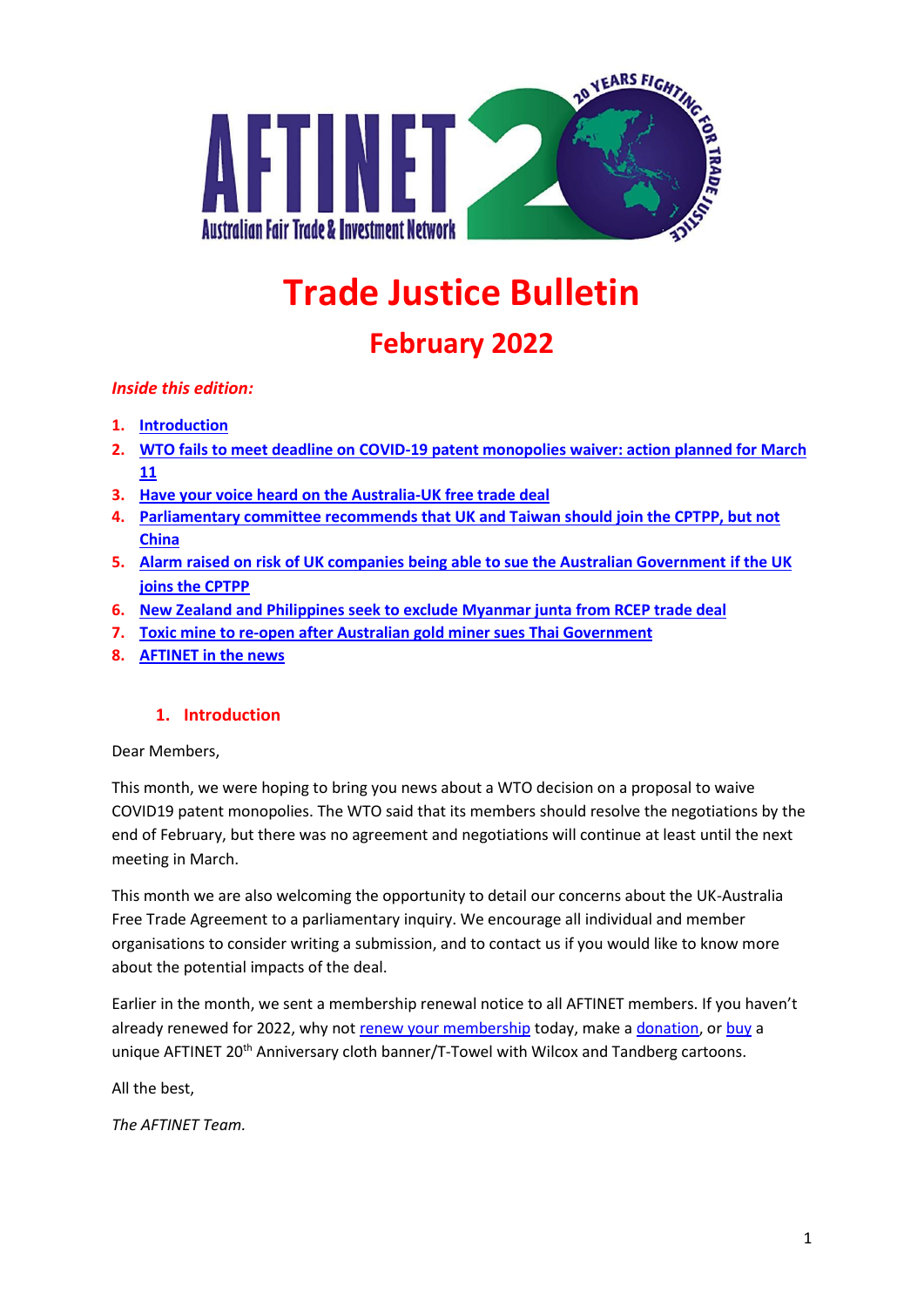# Trade Justice Bulletin

## February 2022

*Inside this edition:*

1. Introduction
2. WTO fails to meet deadline on COVID-19 patent monopolies waiver: action planned for March 11
3. Have your voice heard on the Australia-UK free trade deal
4. Parliamentary committee recommends that UK and Taiwan should join the CPTPP, but not China
5. Alarm raised on risk of UK companies being able to sue the Australian Government if the UK joins the CPTPP
6. New Zealand and Philippines seek to exclude Myanmar junta from RCEP trade deal
7. Toxic mine to re-open after Australian gold miner sues Thai Government
8. AFTINET in the news

### 1. Introduction

Dear Members,

This month, we were hoping to bring you news about a WTO decision on a proposal to waive COVID19 patent monopolies. The WTO said that its members should resolve the negotiations by the end of February, but there was no agreement and negotiations will continue at least until the next meeting in March.

This month we are also welcoming the opportunity to detail our concerns about the UK-Australia Free Trade Agreement to a parliamentary inquiry. We encourage all individual and member organisations to consider writing a submission, and to contact us if you would like to know more about the potential impacts of the deal.

Earlier in the month, we sent a membership renewal notice to all AFTINET members. If you haven't already renewed for 2022, why not renew your membership today, make a donation, or buy a unique AFTINET 20th Anniversary cloth banner/T-Towel with Wilcox and Tandberg cartoons.

All the best,

*The AFTINET Team.*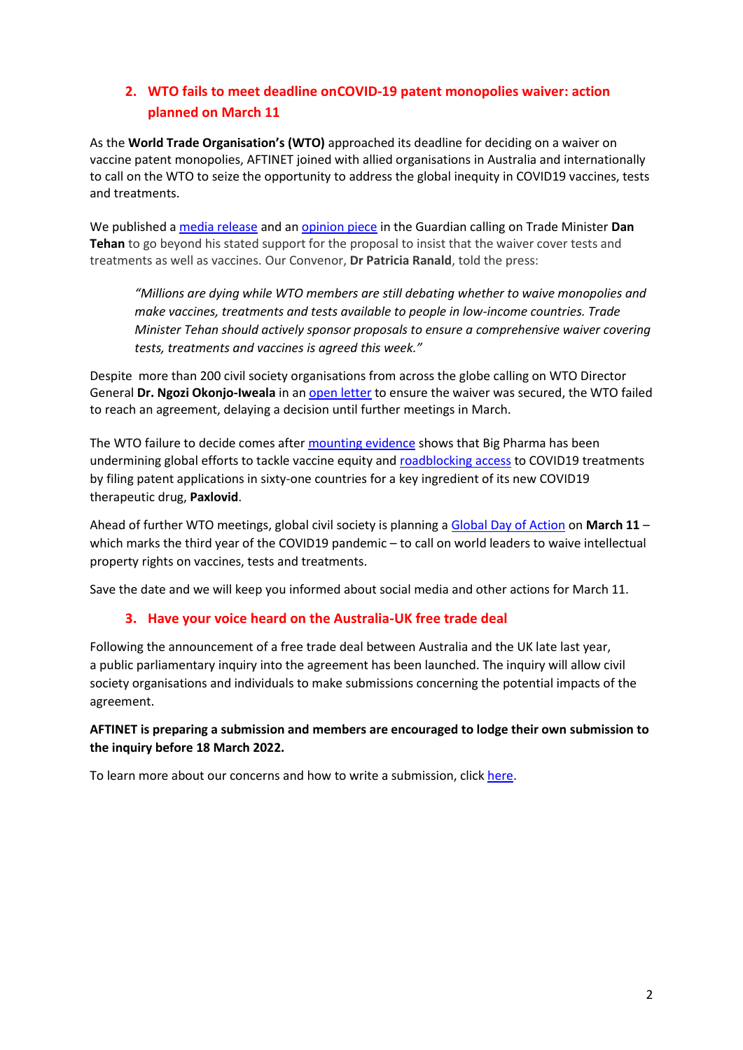## 2. WTO fails to meet deadline onCOVID-19 patent monopolies waiver: action planned on March 11

As the **World Trade Organisation's (WTO)** approached its deadline for deciding on a waiver on vaccine patent monopolies, AFTINET joined with allied organisations in Australia and internationally to call on the WTO to seize the opportunity to address the global inequity in COVID19 vaccines, tests and treatments.

We published a media release and an opinion piece in the Guardian calling on Trade Minister **Dan Tehan** to go beyond his stated support for the proposal to insist that the waiver cover tests and treatments as well as vaccines. Our Convenor, **Dr Patricia Ranald**, told the press:

> *"Millions are dying while WTO members are still debating whether to waive monopolies and make vaccines, treatments and tests available to people in low-income countries. Trade Minister Tehan should actively sponsor proposals to ensure a comprehensive waiver covering tests, treatments and vaccines is agreed this week."*

Despite more than 200 civil society organisations from across the globe calling on WTO Director General **Dr. Ngozi Okonjo-Iweala** in an open letter to ensure the waiver was secured, the WTO failed to reach an agreement, delaying a decision until further meetings in March.

The WTO failure to decide comes after mounting evidence shows that Big Pharma has been undermining global efforts to tackle vaccine equity and roadblocking access to COVID19 treatments by filing patent applications in sixty-one countries for a key ingredient of its new COVID19 therapeutic drug, **Paxlovid**.

Ahead of further WTO meetings, global civil society is planning a Global Day of Action on **March 11** – which marks the third year of the COVID19 pandemic – to call on world leaders to waive intellectual property rights on vaccines, tests and treatments.

Save the date and we will keep you informed about social media and other actions for March 11.

## 3. Have your voice heard on the Australia-UK free trade deal

Following the announcement of a free trade deal between Australia and the UK late last year, a public parliamentary inquiry into the agreement has been launched. The inquiry will allow civil society organisations and individuals to make submissions concerning the potential impacts of the agreement.

**AFTINET is preparing a submission and members are encouraged to lodge their own submission to the inquiry before 18 March 2022.**

To learn more about our concerns and how to write a submission, click here.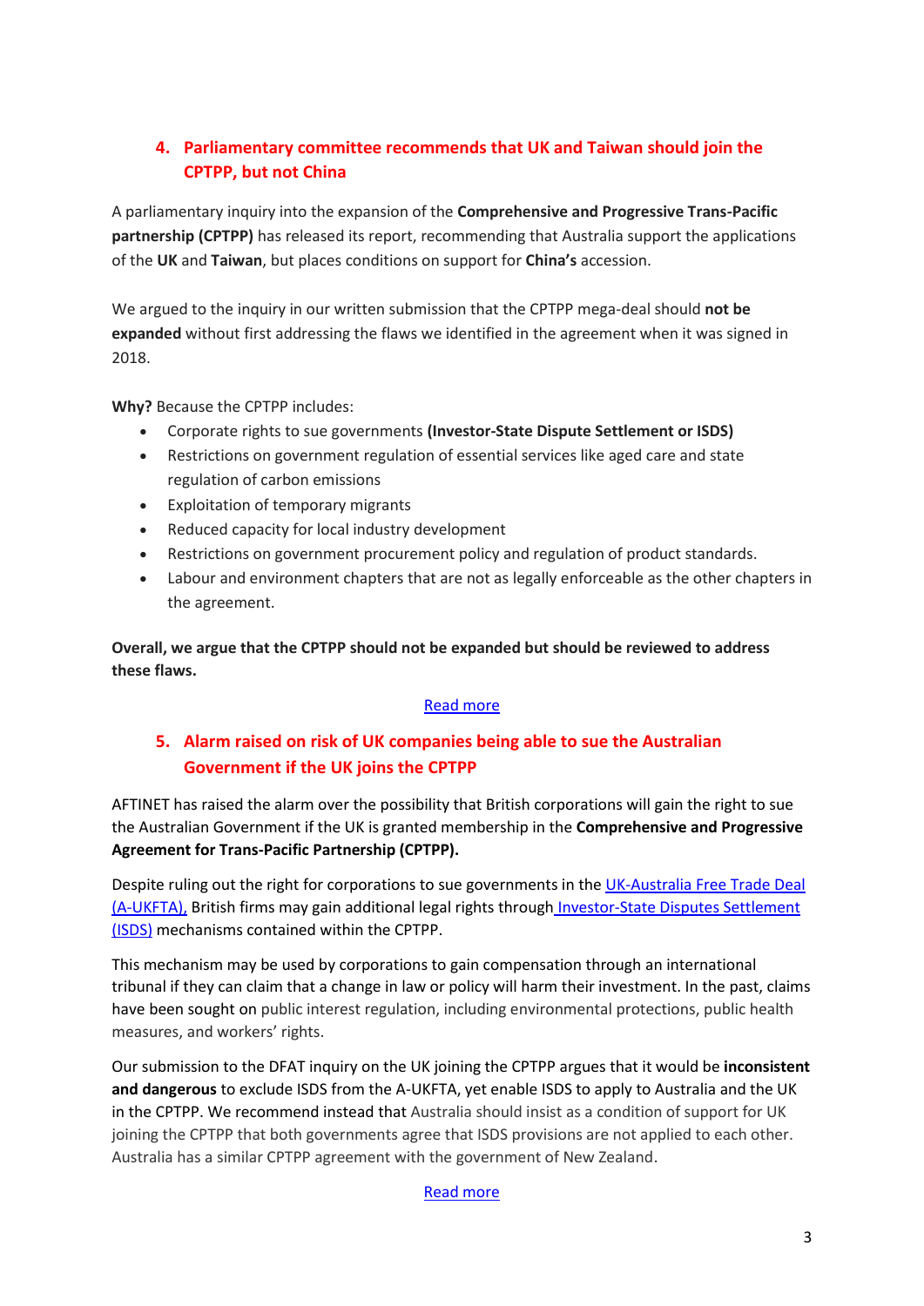## 4. Parliamentary committee recommends that UK and Taiwan should join the CPTPP, but not China

A parliamentary inquiry into the expansion of the **Comprehensive and Progressive Trans-Pacific partnership (CPTPP)** has released its report, recommending that Australia support the applications of the **UK** and **Taiwan**, but places conditions on support for **China's** accession.

We argued to the inquiry in our written submission that the CPTPP mega-deal should **not be expanded** without first addressing the flaws we identified in the agreement when it was signed in 2018.

**Why?** Because the CPTPP includes:

- Corporate rights to sue governments **(Investor-State Dispute Settlement or ISDS)**
- Restrictions on government regulation of essential services like aged care and state regulation of carbon emissions
- Exploitation of temporary migrants
- Reduced capacity for local industry development
- Restrictions on government procurement policy and regulation of product standards.
- Labour and environment chapters that are not as legally enforceable as the other chapters in the agreement.

**Overall, we argue that the CPTPP should not be expanded but should be reviewed to address these flaws.**

[Read more]

## 5. Alarm raised on risk of UK companies being able to sue the Australian Government if the UK joins the CPTPP

AFTINET has raised the alarm over the possibility that British corporations will gain the right to sue the Australian Government if the UK is granted membership in the **Comprehensive and Progressive Agreement for Trans-Pacific Partnership (CPTPP).**

Despite ruling out the right for corporations to sue governments in the [UK-Australia Free Trade Deal (A-UKFTA),] British firms may gain additional legal rights through [Investor-State Disputes Settlement (ISDS)] mechanisms contained within the CPTPP.

This mechanism may be used by corporations to gain compensation through an international tribunal if they can claim that a change in law or policy will harm their investment. In the past, claims have been sought on public interest regulation, including environmental protections, public health measures, and workers' rights.

Our submission to the DFAT inquiry on the UK joining the CPTPP argues that it would be **inconsistent and dangerous** to exclude ISDS from the A-UKFTA, yet enable ISDS to apply to Australia and the UK in the CPTPP. We recommend instead that Australia should insist as a condition of support for UK joining the CPTPP that both governments agree that ISDS provisions are not applied to each other. Australia has a similar CPTPP agreement with the government of New Zealand.

[Read more]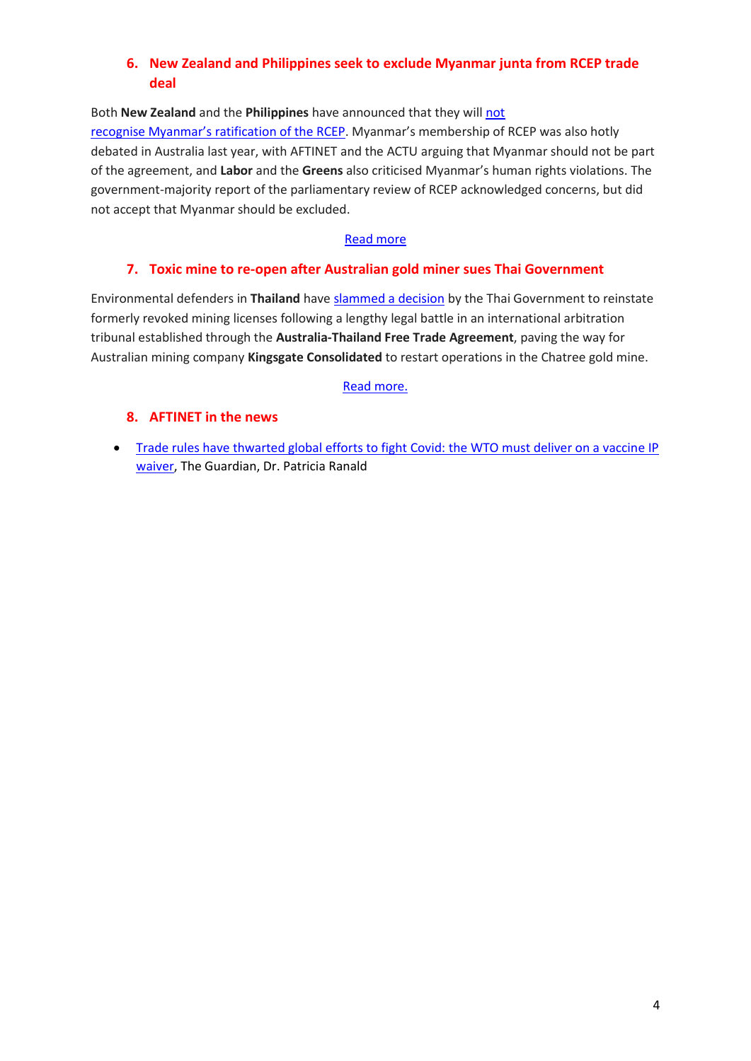## 6. New Zealand and Philippines seek to exclude Myanmar junta from RCEP trade deal

Both **New Zealand** and the **Philippines** have announced that they will not recognise Myanmar's ratification of the RCEP. Myanmar's membership of RCEP was also hotly debated in Australia last year, with AFTINET and the ACTU arguing that Myanmar should not be part of the agreement, and **Labor** and the **Greens** also criticised Myanmar's human rights violations. The government-majority report of the parliamentary review of RCEP acknowledged concerns, but did not accept that Myanmar should be excluded.

Read more

## 7. Toxic mine to re-open after Australian gold miner sues Thai Government

Environmental defenders in **Thailand** have slammed a decision by the Thai Government to reinstate formerly revoked mining licenses following a lengthy legal battle in an international arbitration tribunal established through the **Australia-Thailand Free Trade Agreement**, paving the way for Australian mining company **Kingsgate Consolidated** to restart operations in the Chatree gold mine.

Read more.

## 8. AFTINET in the news

- Trade rules have thwarted global efforts to fight Covid: the WTO must deliver on a vaccine IP waiver, The Guardian, Dr. Patricia Ranald